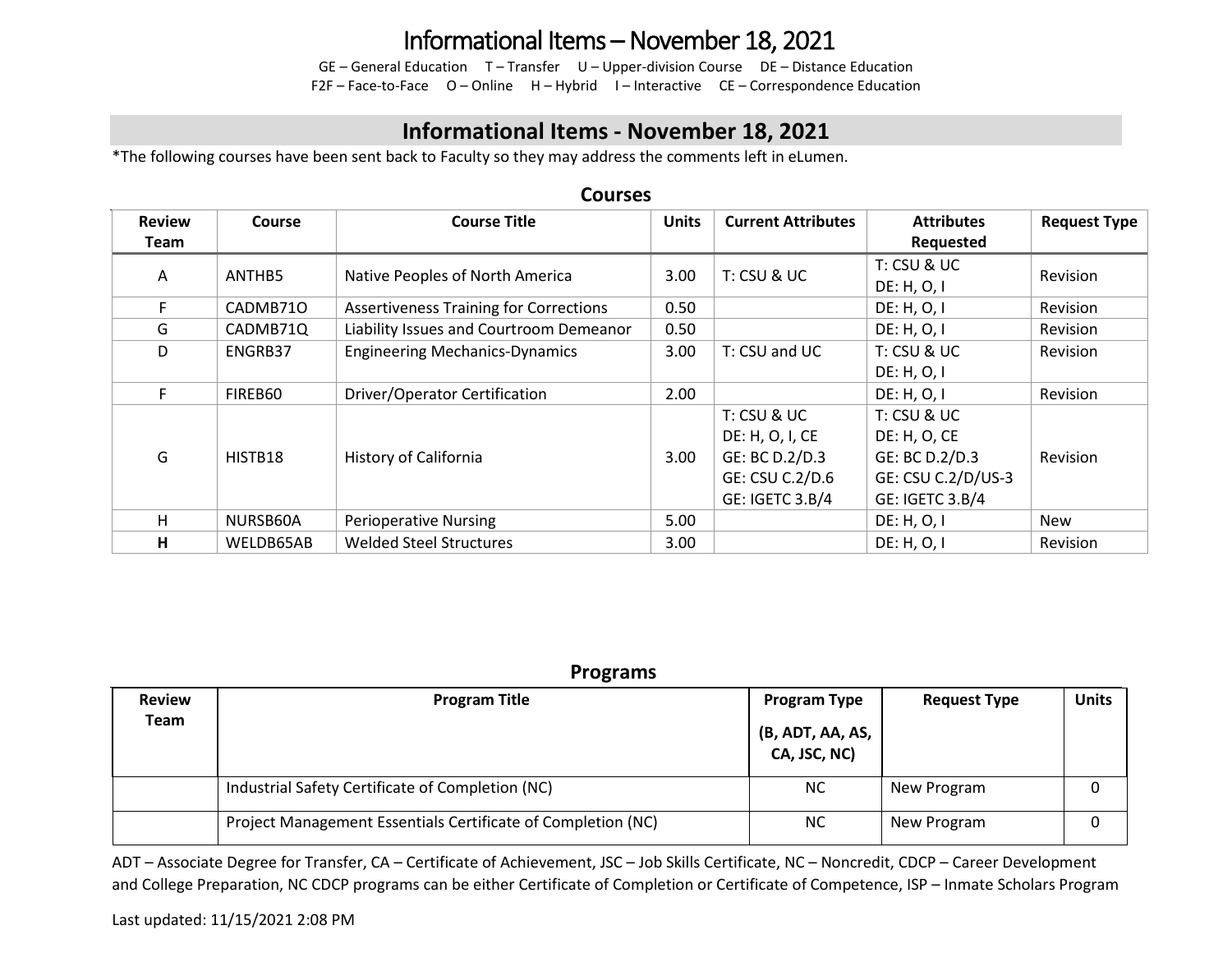# Informational Items – November 18, 2021

GE – General Education T – Transfer U – Upper-division Course DE – Distance Education
F2F – Face-to-Face O – Online H – Hybrid I – Interactive CE – Correspondence Education

## Informational Items - November 18, 2021

*The following courses have been sent back to Faculty so they may address the comments left in eLumen.

### Courses

| Review Team | Course | Course Title | Units | Current Attributes | Attributes Requested | Request Type |
|---|---|---|---|---|---|---|
| A | ANTHB5 | Native Peoples of North America | 3.00 | T: CSU & UC | T: CSU & UC<br>DE: H, O, I | Revision |
| F | CADMB71O | Assertiveness Training for Corrections | 0.50 | | DE: H, O, I | Revision |
| G | CADMB71Q | Liability Issues and Courtroom Demeanor | 0.50 | | DE: H, O, I | Revision |
| D | ENGRB37 | Engineering Mechanics-Dynamics | 3.00 | T: CSU and UC | T: CSU & UC<br>DE: H, O, I | Revision |
| F | FIREB60 | Driver/Operator Certification | 2.00 | | DE: H, O, I | Revision |
| G | HISTB18 | History of California | 3.00 | T: CSU & UC<br>DE: H, O, I, CE<br>GE: BC D.2/D.3<br>GE: CSU C.2/D.6<br>GE: IGETC 3.B/4 | T: CSU & UC<br>DE: H, O, CE<br>GE: BC D.2/D.3<br>GE: CSU C.2/D/US-3<br>GE: IGETC 3.B/4 | Revision |
| H | NURSB60A | Perioperative Nursing | 5.00 | | DE: H, O, I | New |
| **H** | WELDB65AB | Welded Steel Structures | 3.00 | | DE: H, O, I | Revision |

### Programs

| Review Team | Program Title | Program Type (B, ADT, AA, AS, CA, JSC, NC) | Request Type | Units |
|---|---|---|---|---|
| | Industrial Safety Certificate of Completion (NC) | NC | New Program | 0 |
| | Project Management Essentials Certificate of Completion (NC) | NC | New Program | 0 |

ADT – Associate Degree for Transfer, CA – Certificate of Achievement, JSC – Job Skills Certificate, NC – Noncredit, CDCP – Career Development and College Preparation, NC CDCP programs can be either Certificate of Completion or Certificate of Competence, ISP – Inmate Scholars Program

Last updated: 11/15/2021 2:08 PM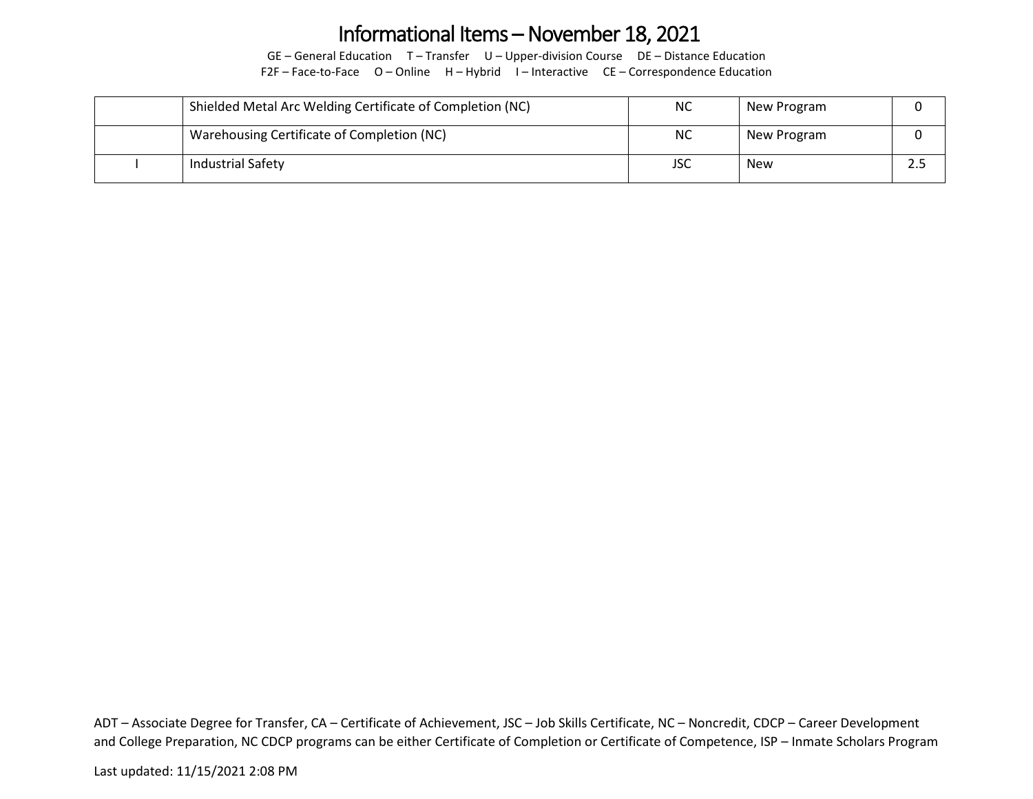# Informational Items – November 18, 2021

GE – General Education  T – Transfer  U – Upper-division Course  DE – Distance Education
F2F – Face-to-Face  O – Online  H – Hybrid  I – Interactive  CE – Correspondence Education

| | | | | |
|---|---|---|---|---|
| | Shielded Metal Arc Welding Certificate of Completion (NC) | NC | New Program | 0 |
| | Warehousing Certificate of Completion (NC) | NC | New Program | 0 |
| I | Industrial Safety | JSC | New | 2.5 |

ADT – Associate Degree for Transfer, CA – Certificate of Achievement, JSC – Job Skills Certificate, NC – Noncredit, CDCP – Career Development and College Preparation, NC CDCP programs can be either Certificate of Completion or Certificate of Competence, ISP – Inmate Scholars Program

Last updated: 11/15/2021 2:08 PM